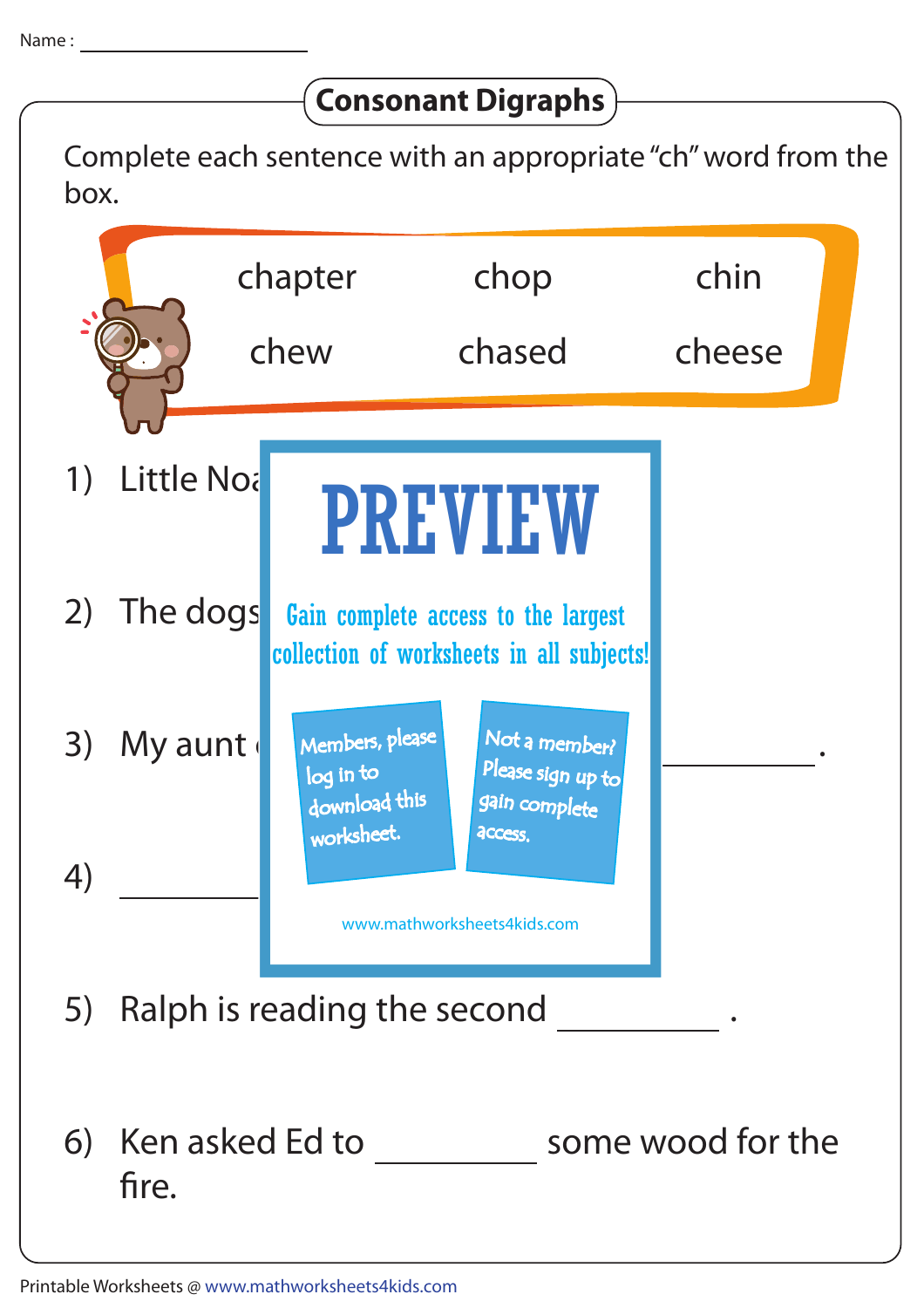Name : ____________________

# Consonant Digraphs

Complete each sentence with an appropriate "ch" word from the box.

| chapter | chop | chin |
|---|---|---|
| chew | chased | cheese |

1) Little Noa

2) The dogs

3) My aunt __________.

4) __________

PREVIEW

Gain complete access to the largest collection of worksheets in all subjects!

Members, please log in to download this worksheet.

Not a member? Please sign up to gain complete access.

www.mathworksheets4kids.com

5) Ralph is reading the second __________ .

6) Ken asked Ed to __________ some wood for the fire.

Printable Worksheets @ www.mathworksheets4kids.com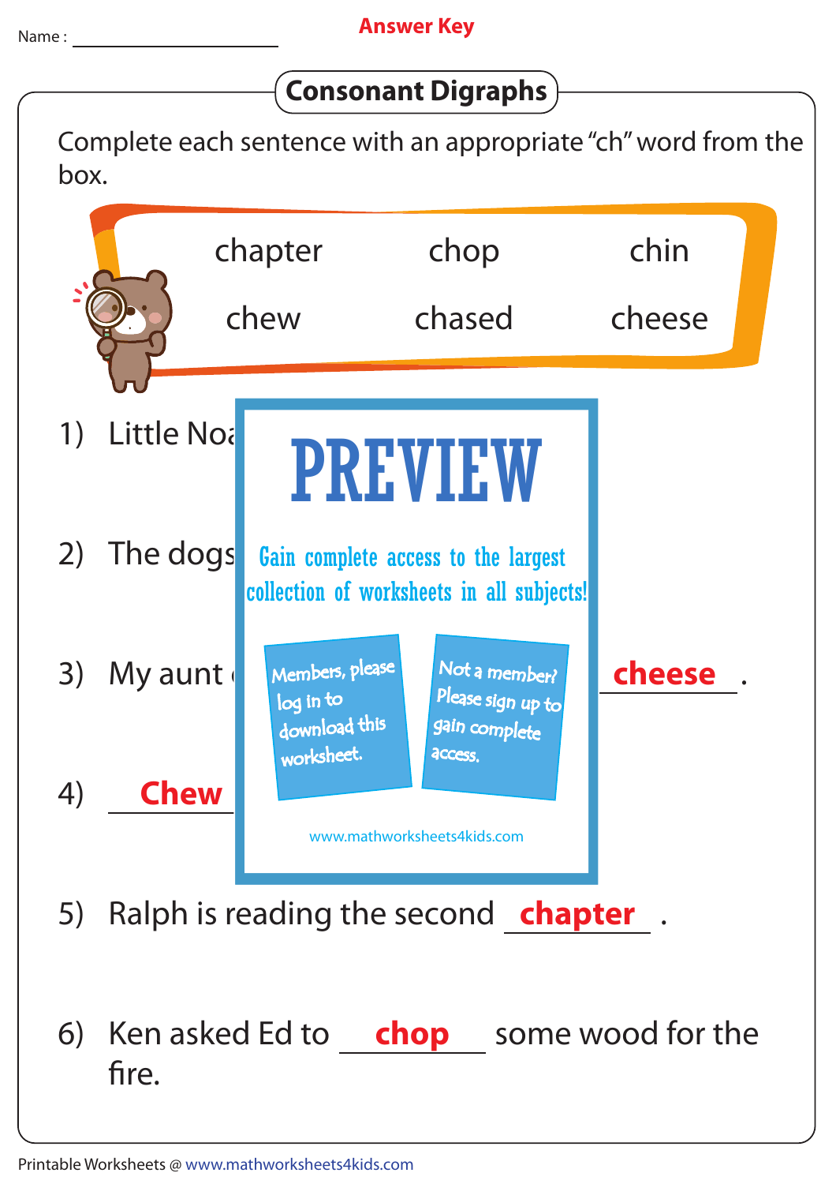Name : ______________________

**Answer Key**

# Consonant Digraphs

Complete each sentence with an appropriate "ch" word from the box.

| | | |
|---|---|---|
| chapter | chop | chin |
| chew | chased | cheese |

1) Little Noa

2) The dogs

3) My aunt **cheese** .

4) **Chew**

PREVIEW

Gain complete access to the largest collection of worksheets in all subjects!

Members, please log in to download this worksheet.

Not a member? Please sign up to gain complete access.

www.mathworksheets4kids.com

5) Ralph is reading the second **chapter** .

6) Ken asked Ed to **chop** some wood for the fire.

Printable Worksheets @ www.mathworksheets4kids.com